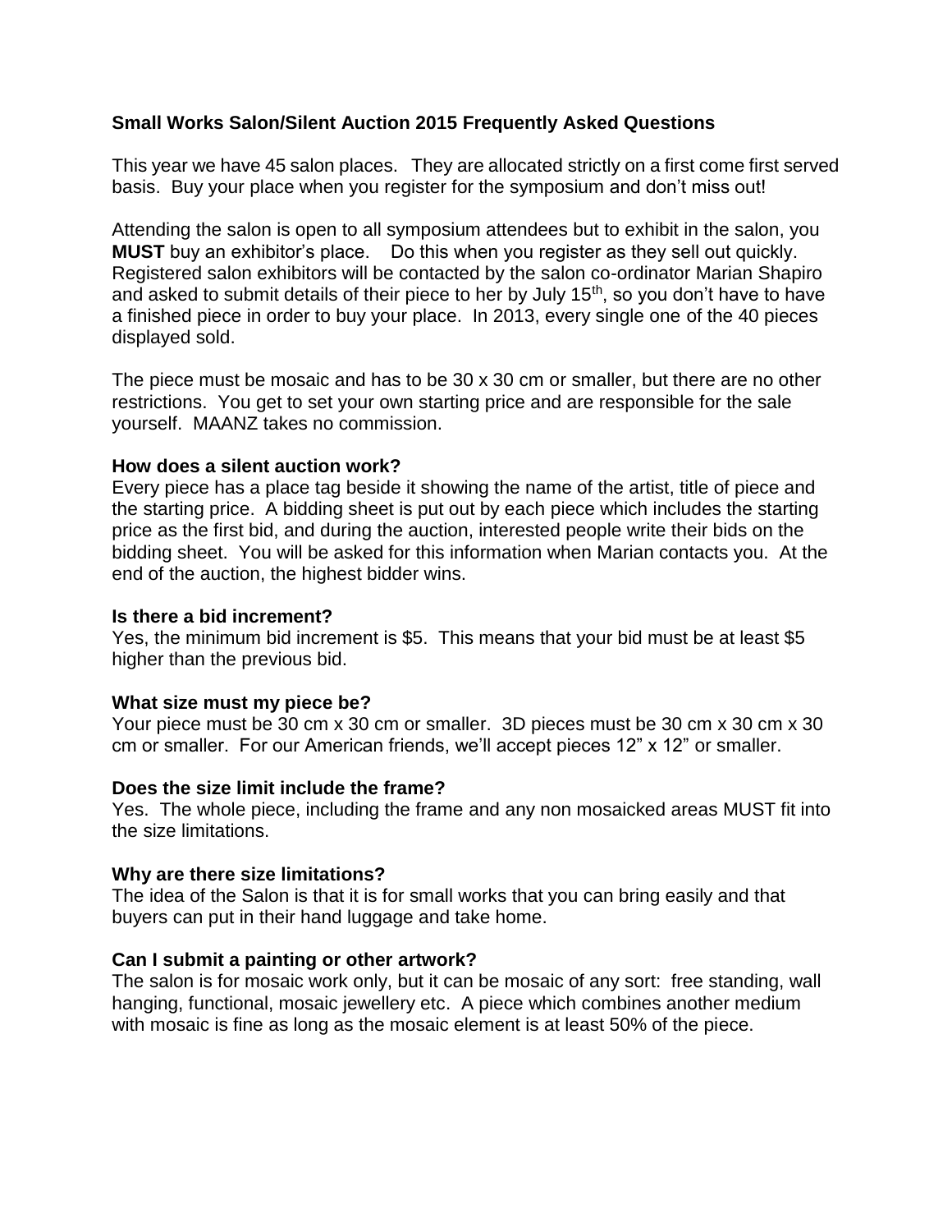**Small Works Salon/Silent Auction 2015 Frequently Asked Questions**

This year we have 45 salon places. They are allocated strictly on a first come first served basis. Buy your place when you register for the symposium and don't miss out!

Attending the salon is open to all symposium attendees but to exhibit in the salon, you **MUST** buy an exhibitor's place. Do this when you register as they sell out quickly. Registered salon exhibitors will be contacted by the salon co-ordinator Marian Shapiro and asked to submit details of their piece to her by July 15th, so you don't have to have a finished piece in order to buy your place. In 2013, every single one of the 40 pieces displayed sold.

The piece must be mosaic and has to be 30 x 30 cm or smaller, but there are no other restrictions. You get to set your own starting price and are responsible for the sale yourself. MAANZ takes no commission.

**How does a silent auction work?**
Every piece has a place tag beside it showing the name of the artist, title of piece and the starting price. A bidding sheet is put out by each piece which includes the starting price as the first bid, and during the auction, interested people write their bids on the bidding sheet. You will be asked for this information when Marian contacts you. At the end of the auction, the highest bidder wins.

**Is there a bid increment?**
Yes, the minimum bid increment is $5. This means that your bid must be at least $5 higher than the previous bid.

**What size must my piece be?**
Your piece must be 30 cm x 30 cm or smaller. 3D pieces must be 30 cm x 30 cm x 30 cm or smaller. For our American friends, we'll accept pieces 12" x 12" or smaller.

**Does the size limit include the frame?**
Yes. The whole piece, including the frame and any non mosaicked areas MUST fit into the size limitations.

**Why are there size limitations?**
The idea of the Salon is that it is for small works that you can bring easily and that buyers can put in their hand luggage and take home.

**Can I submit a painting or other artwork?**
The salon is for mosaic work only, but it can be mosaic of any sort: free standing, wall hanging, functional, mosaic jewellery etc. A piece which combines another medium with mosaic is fine as long as the mosaic element is at least 50% of the piece.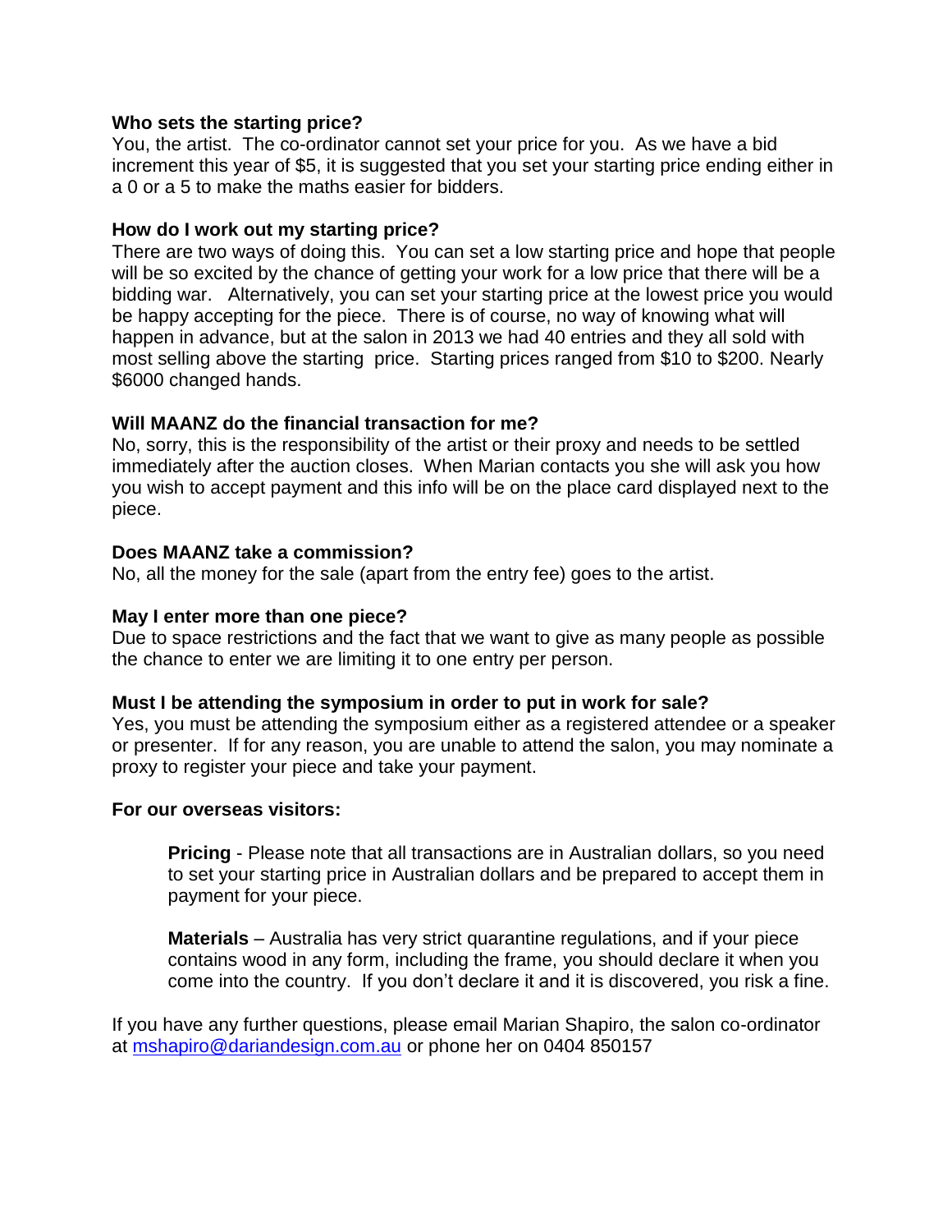**Who sets the starting price?**
You, the artist. The co-ordinator cannot set your price for you. As we have a bid increment this year of $5, it is suggested that you set your starting price ending either in a 0 or a 5 to make the maths easier for bidders.

**How do I work out my starting price?**
There are two ways of doing this. You can set a low starting price and hope that people will be so excited by the chance of getting your work for a low price that there will be a bidding war. Alternatively, you can set your starting price at the lowest price you would be happy accepting for the piece. There is of course, no way of knowing what will happen in advance, but at the salon in 2013 we had 40 entries and they all sold with most selling above the starting price. Starting prices ranged from $10 to $200. Nearly $6000 changed hands.

**Will MAANZ do the financial transaction for me?**
No, sorry, this is the responsibility of the artist or their proxy and needs to be settled immediately after the auction closes. When Marian contacts you she will ask you how you wish to accept payment and this info will be on the place card displayed next to the piece.

**Does MAANZ take a commission?**
No, all the money for the sale (apart from the entry fee) goes to the artist.

**May I enter more than one piece?**
Due to space restrictions and the fact that we want to give as many people as possible the chance to enter we are limiting it to one entry per person.

**Must I be attending the symposium in order to put in work for sale?**
Yes, you must be attending the symposium either as a registered attendee or a speaker or presenter. If for any reason, you are unable to attend the salon, you may nominate a proxy to register your piece and take your payment.

**For our overseas visitors:**

> **Pricing** - Please note that all transactions are in Australian dollars, so you need to set your starting price in Australian dollars and be prepared to accept them in payment for your piece.
>
> **Materials** – Australia has very strict quarantine regulations, and if your piece contains wood in any form, including the frame, you should declare it when you come into the country. If you don't declare it and it is discovered, you risk a fine.

If you have any further questions, please email Marian Shapiro, the salon co-ordinator at [mshapiro@dariandesign.com.au](mailto:mshapiro@dariandesign.com.au) or phone her on 0404 850157